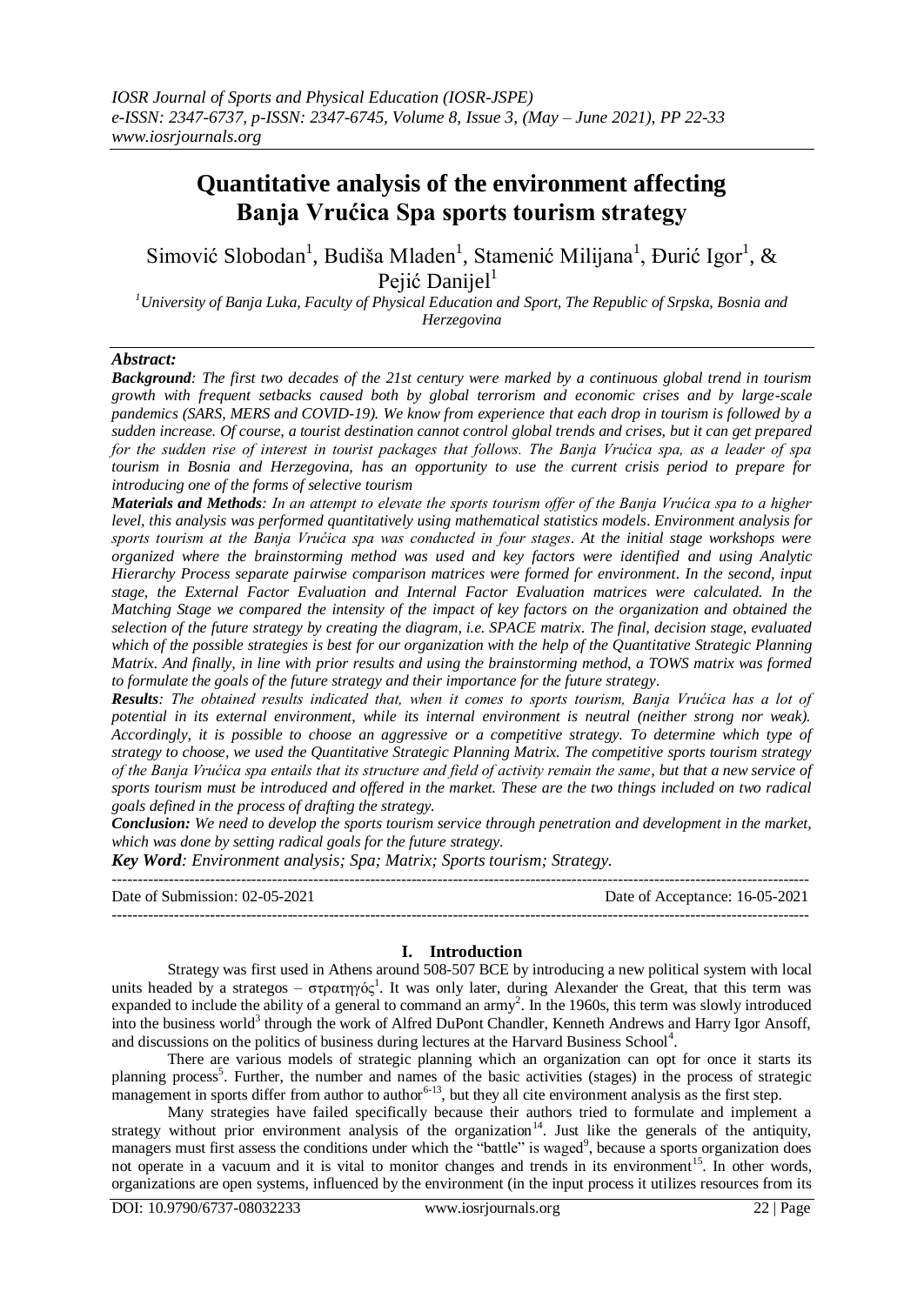# Quantitative analysis of the environment affecting Banja Vrućica Spa sports tourism strategy

Simović Slobodan[1], Budiša Mladen[1], Stamenić Milijana[1], Đurić Igor[1], & Pejić Danijel[1]

[1]*University of Banja Luka, Faculty of Physical Education and Sport, The Republic of Srpska, Bosnia and Herzegovina*

## *Abstract:*

***Background**: The first two decades of the 21st century were marked by a continuous global trend in tourism growth with frequent setbacks caused both by global terrorism and economic crises and by large-scale pandemics (SARS, MERS and COVID-19). We know from experience that each drop in tourism is followed by a sudden increase. Of course, a tourist destination cannot control global trends and crises, but it can get prepared for the sudden rise of interest in tourist packages that follows. The Banja Vrućica spa, as a leader of spa tourism in Bosnia and Herzegovina, has an opportunity to use the current crisis period to prepare for introducing one of the forms of selective tourism*

***Materials and Methods**: In an attempt to elevate the sports tourism offer of the Banja Vrućica spa to a higher level, this analysis was performed quantitatively using mathematical statistics models. Environment analysis for sports tourism at the Banja Vrućica spa was conducted in four stages. At the initial stage workshops were organized where the brainstorming method was used and key factors were identified and using Analytic Hierarchy Process separate pairwise comparison matrices were formed for environment. In the second, input stage, the External Factor Evaluation and Internal Factor Evaluation matrices were calculated. In the Matching Stage we compared the intensity of the impact of key factors on the organization and obtained the selection of the future strategy by creating the diagram, i.e. SPACE matrix. The final, decision stage, evaluated which of the possible strategies is best for our organization with the help of the Quantitative Strategic Planning Matrix. And finally, in line with prior results and using the brainstorming method, a TOWS matrix was formed to formulate the goals of the future strategy and their importance for the future strategy.*

***Results**: The obtained results indicated that, when it comes to sports tourism, Banja Vrućica has a lot of potential in its external environment, while its internal environment is neutral (neither strong nor weak). Accordingly, it is possible to choose an aggressive or a competitive strategy. To determine which type of strategy to choose, we used the Quantitative Strategic Planning Matrix. The competitive sports tourism strategy of the Banja Vrućica spa entails that its structure and field of activity remain the same, but that a new service of sports tourism must be introduced and offered in the market. These are the two things included on two radical goals defined in the process of drafting the strategy.*

***Conclusion:** We need to develop the sports tourism service through penetration and development in the market, which was done by setting radical goals for the future strategy.*

***Key Word**: Environment analysis; Spa; Matrix; Sports tourism; Strategy.*

---

Date of Submission: 02-05-2021 Date of Acceptance: 16-05-2021

---

## I. Introduction

Strategy was first used in Athens around 508-507 BCE by introducing a new political system with local units headed by a strategos – στρατηγός[1]. It was only later, during Alexander the Great, that this term was expanded to include the ability of a general to command an army[2]. In the 1960s, this term was slowly introduced into the business world[3] through the work of Alfred DuPont Chandler, Kenneth Andrews and Harry Igor Ansoff, and discussions on the politics of business during lectures at the Harvard Business School[4].

There are various models of strategic planning which an organization can opt for once it starts its planning process[5]. Further, the number and names of the basic activities (stages) in the process of strategic management in sports differ from author to author[6-13], but they all cite environment analysis as the first step.

Many strategies have failed specifically because their authors tried to formulate and implement a strategy without prior environment analysis of the organization[14]. Just like the generals of the antiquity, managers must first assess the conditions under which the "battle" is waged[9], because a sports organization does not operate in a vacuum and it is vital to monitor changes and trends in its environment[15]. In other words, organizations are open systems, influenced by the environment (in the input process it utilizes resources from its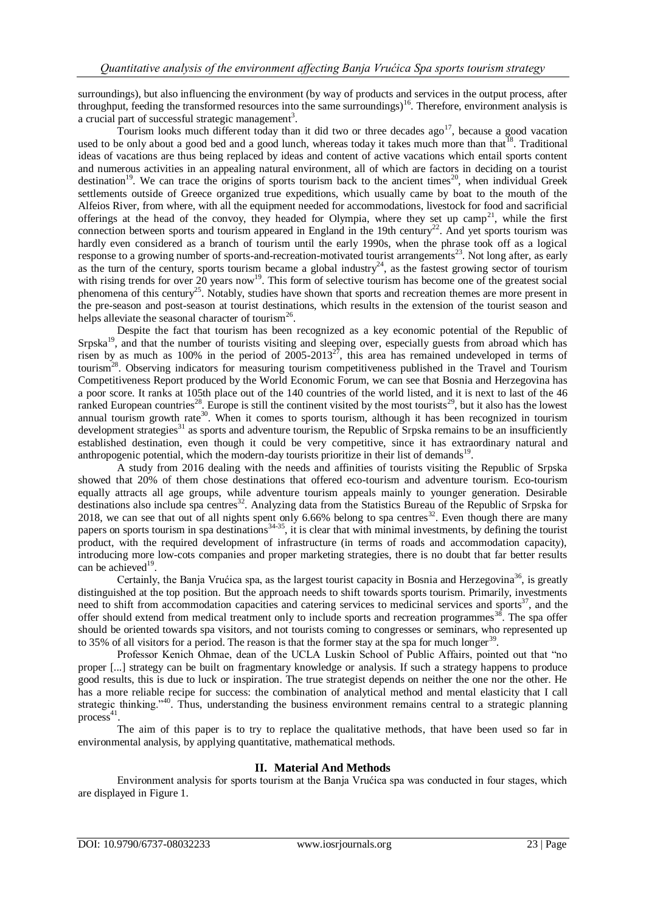surroundings), but also influencing the environment (by way of products and services in the output process, after throughput, feeding the transformed resources into the same surroundings)[16]. Therefore, environment analysis is a crucial part of successful strategic management[3].

Tourism looks much different today than it did two or three decades ago[17], because a good vacation used to be only about a good bed and a good lunch, whereas today it takes much more than that[18]. Traditional ideas of vacations are thus being replaced by ideas and content of active vacations which entail sports content and numerous activities in an appealing natural environment, all of which are factors in deciding on a tourist destination[19]. We can trace the origins of sports tourism back to the ancient times[20], when individual Greek settlements outside of Greece organized true expeditions, which usually came by boat to the mouth of the Alfeios River, from where, with all the equipment needed for accommodations, livestock for food and sacrificial offerings at the head of the convoy, they headed for Olympia, where they set up camp[21], while the first connection between sports and tourism appeared in England in the 19th century[22]. And yet sports tourism was hardly even considered as a branch of tourism until the early 1990s, when the phrase took off as a logical response to a growing number of sports-and-recreation-motivated tourist arrangements[23]. Not long after, as early as the turn of the century, sports tourism became a global industry[24], as the fastest growing sector of tourism with rising trends for over 20 years now[19]. This form of selective tourism has become one of the greatest social phenomena of this century[25]. Notably, studies have shown that sports and recreation themes are more present in the pre-season and post-season at tourist destinations, which results in the extension of the tourist season and helps alleviate the seasonal character of tourism[26].

Despite the fact that tourism has been recognized as a key economic potential of the Republic of Srpska[19], and that the number of tourists visiting and sleeping over, especially guests from abroad which has risen by as much as 100% in the period of 2005-2013[27], this area has remained undeveloped in terms of tourism[28]. Observing indicators for measuring tourism competitiveness published in the Travel and Tourism Competitiveness Report produced by the World Economic Forum, we can see that Bosnia and Herzegovina has a poor score. It ranks at 105th place out of the 140 countries of the world listed, and it is next to last of the 46 ranked European countries[28]. Europe is still the continent visited by the most tourists[29], but it also has the lowest annual tourism growth rate[30]. When it comes to sports tourism, although it has been recognized in tourism development strategies[31] as sports and adventure tourism, the Republic of Srpska remains to be an insufficiently established destination, even though it could be very competitive, since it has extraordinary natural and anthropogenic potential, which the modern-day tourists prioritize in their list of demands[19].

A study from 2016 dealing with the needs and affinities of tourists visiting the Republic of Srpska showed that 20% of them chose destinations that offered eco-tourism and adventure tourism. Eco-tourism equally attracts all age groups, while adventure tourism appeals mainly to younger generation. Desirable destinations also include spa centres[32]. Analyzing data from the Statistics Bureau of the Republic of Srpska for 2018, we can see that out of all nights spent only 6.66% belong to spa centres[32]. Even though there are many papers on sports tourism in spa destinations[34-35], it is clear that with minimal investments, by defining the tourist product, with the required development of infrastructure (in terms of roads and accommodation capacity), introducing more low-cots companies and proper marketing strategies, there is no doubt that far better results can be achieved[19].

Certainly, the Banja Vrućica spa, as the largest tourist capacity in Bosnia and Herzegovina[36], is greatly distinguished at the top position. But the approach needs to shift towards sports tourism. Primarily, investments need to shift from accommodation capacities and catering services to medicinal services and sports[37], and the offer should extend from medical treatment only to include sports and recreation programmes[38]. The spa offer should be oriented towards spa visitors, and not tourists coming to congresses or seminars, who represented up to 35% of all visitors for a period. The reason is that the former stay at the spa for much longer[39].

Professor Kenich Ohmae, dean of the UCLA Luskin School of Public Affairs, pointed out that "no proper [...] strategy can be built on fragmentary knowledge or analysis. If such a strategy happens to produce good results, this is due to luck or inspiration. The true strategist depends on neither the one nor the other. He has a more reliable recipe for success: the combination of analytical method and mental elasticity that I call strategic thinking."[40]. Thus, understanding the business environment remains central to a strategic planning process[41].

The aim of this paper is to try to replace the qualitative methods, that have been used so far in environmental analysis, by applying quantitative, mathematical methods.

## II. Material And Methods

Environment analysis for sports tourism at the Banja Vrućica spa was conducted in four stages, which are displayed in Figure 1.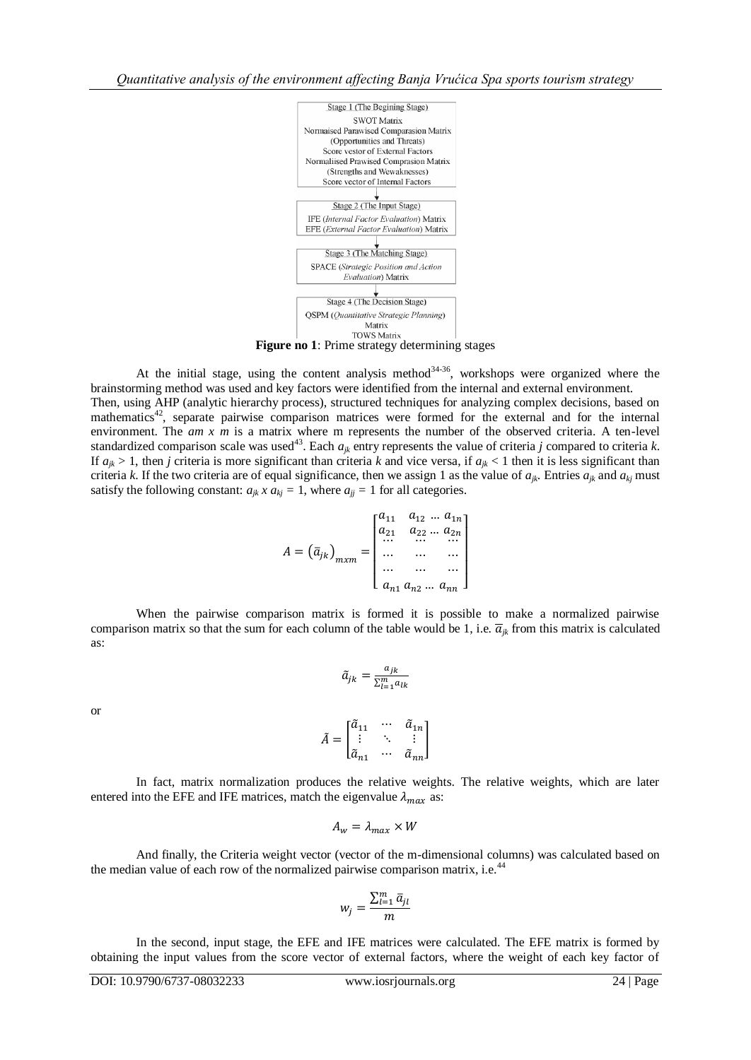Stage 1 (The Begining Stage)
SWOT Matrix
Normaised Parawised Comparasion Matrix
(Opportunities and Threats)
Score vestor of External Factors
Normaliised Prawised Comprasion Matrix
(Strengths and Wewaknesses)
Score vector of Internal Factors

↓

Stage 2 (The Input Stage)
IFE (*Internal Factor Evaluation*) Matrix
EFE (*External Factor Evaluation*) Matrix

↓

Stage 3 (The Matching Stage)
SPACE (*Strategic Position and Action Evaluation*) Matrix

↓

Stage 4 (The Decision Stage)
QSPM (*Quantitative Strategic Planning*) Matrix
TOWS Matrix

**Figure no 1**: Prime strategy determining stages

At the initial stage, using the content analysis method[34-36], workshops were organized where the brainstorming method was used and key factors were identified from the internal and external environment.

Then, using AHP (analytic hierarchy process), structured techniques for analyzing complex decisions, based on mathematics[42], separate pairwise comparison matrices were formed for the external and for the internal environment. The *am x m* is a matrix where m represents the number of the observed criteria. A ten-level standardized comparison scale was used[43]. Each $a_{jk}$ entry represents the value of criteria *j* compared to criteria *k*. If $a_{jk} > 1$, then *j* criteria is more significant than criteria *k* and vice versa, if $a_{jk} < 1$ then it is less significant than criteria *k*. If the two criteria are of equal significance, then we assign 1 as the value of $a_{jk}$. Entries $a_{jk}$ and $a_{kj}$ must satisfy the following constant: $a_{jk} \times a_{kj} = 1$, where $a_{jj} = 1$ for all categories.

$$A = \left(\bar{a}_{jk}\right)_{mxm} = \begin{bmatrix} a_{11} & a_{12} \ldots a_{1n} \\ a_{21} & a_{22} \ldots a_{2n} \\ \ldots & \ldots \quad \ldots \\ \ldots & \ldots \quad \ldots \\ \ldots & \ldots \quad \ldots \\ a_{n1} & a_{n2} \ldots a_{nn} \end{bmatrix}$$

When the pairwise comparison matrix is formed it is possible to make a normalized pairwise comparison matrix so that the sum for each column of the table would be 1, i.e. $\bar{a}_{jk}$ from this matrix is calculated as:

$$\tilde{a}_{jk} = \frac{a_{jk}}{\sum_{l=1}^{m} a_{lk}}$$

or

$$\tilde{A} = \begin{bmatrix} \tilde{a}_{11} & \cdots & \tilde{a}_{1n} \\ \vdots & \ddots & \vdots \\ \tilde{a}_{n1} & \cdots & \tilde{a}_{nn} \end{bmatrix}$$

In fact, matrix normalization produces the relative weights. The relative weights, which are later entered into the EFE and IFE matrices, match the eigenvalue $\lambda_{max}$ as:

$$A_w = \lambda_{max} \times W$$

And finally, the Criteria weight vector (vector of the m-dimensional columns) was calculated based on the median value of each row of the normalized pairwise comparison matrix, i.e.[44]

$$w_j = \frac{\sum_{l=1}^{m} \bar{a}_{jl}}{m}$$

In the second, input stage, the EFE and IFE matrices were calculated. The EFE matrix is formed by obtaining the input values from the score vector of external factors, where the weight of each key factor of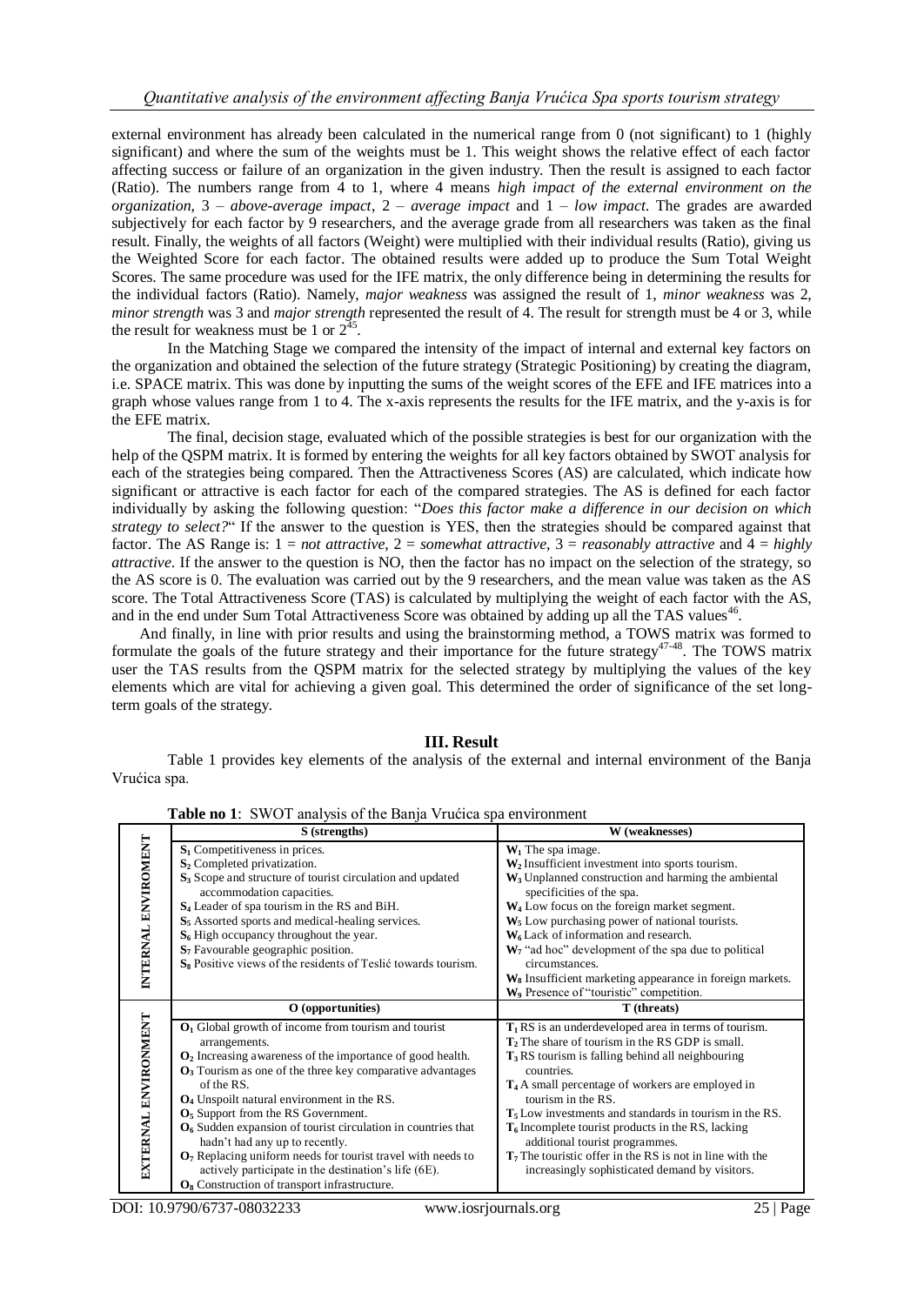external environment has already been calculated in the numerical range from 0 (not significant) to 1 (highly significant) and where the sum of the weights must be 1. This weight shows the relative effect of each factor affecting success or failure of an organization in the given industry. Then the result is assigned to each factor (Ratio). The numbers range from 4 to 1, where 4 means *high impact of the external environment on the organization*, 3 – *above-average impact*, 2 – *average impact* and 1 – *low impact*. The grades are awarded subjectively for each factor by 9 researchers, and the average grade from all researchers was taken as the final result. Finally, the weights of all factors (Weight) were multiplied with their individual results (Ratio), giving us the Weighted Score for each factor. The obtained results were added up to produce the Sum Total Weight Scores. The same procedure was used for the IFE matrix, the only difference being in determining the results for the individual factors (Ratio). Namely, *major weakness* was assigned the result of 1, *minor weakness* was 2, *minor strength* was 3 and *major strength* represented the result of 4. The result for strength must be 4 or 3, while the result for weakness must be 1 or 2[45].

In the Matching Stage we compared the intensity of the impact of internal and external key factors on the organization and obtained the selection of the future strategy (Strategic Positioning) by creating the diagram, i.e. SPACE matrix. This was done by inputting the sums of the weight scores of the EFE and IFE matrices into a graph whose values range from 1 to 4. The x-axis represents the results for the IFE matrix, and the y-axis is for the EFE matrix.

The final, decision stage, evaluated which of the possible strategies is best for our organization with the help of the QSPM matrix. It is formed by entering the weights for all key factors obtained by SWOT analysis for each of the strategies being compared. Then the Attractiveness Scores (AS) are calculated, which indicate how significant or attractive is each factor for each of the compared strategies. The AS is defined for each factor individually by asking the following question: "*Does this factor make a difference in our decision on which strategy to select?*" If the answer to the question is YES, then the strategies should be compared against that factor. The AS Range is: 1 = *not attractive*, 2 = *somewhat attractive*, 3 = *reasonably attractive* and 4 = *highly attractive*. If the answer to the question is NO, then the factor has no impact on the selection of the strategy, so the AS score is 0. The evaluation was carried out by the 9 researchers, and the mean value was taken as the AS score. The Total Attractiveness Score (TAS) is calculated by multiplying the weight of each factor with the AS, and in the end under Sum Total Attractiveness Score was obtained by adding up all the TAS values[46].

And finally, in line with prior results and using the brainstorming method, a TOWS matrix was formed to formulate the goals of the future strategy and their importance for the future strategy[47-48]. The TOWS matrix user the TAS results from the QSPM matrix for the selected strategy by multiplying the values of the key elements which are vital for achieving a given goal. This determined the order of significance of the set long-term goals of the strategy.

## III. Result

Table 1 provides key elements of the analysis of the external and internal environment of the Banja Vrućica spa.

**Table no 1**: SWOT analysis of the Banja Vrućica spa environment

| | S (strengths) | W (weaknesses) |
|---|---|---|
| INTERNAL ENVIROMENT | $S_1$ Competitiveness in prices.<br>$S_2$ Completed privatization.<br>$S_3$ Scope and structure of tourist circulation and updated accommodation capacities.<br>$S_4$ Leader of spa tourism in the RS and BiH.<br>$S_5$ Assorted sports and medical-healing services.<br>$S_6$ High occupancy throughout the year.<br>$S_7$ Favourable geographic position.<br>$S_8$ Positive views of the residents of Teslić towards tourism. | $W_1$ The spa image.<br>$W_2$ Insufficient investment into sports tourism.<br>$W_3$ Unplanned construction and harming the ambiental specificities of the spa.<br>$W_4$ Low focus on the foreign market segment.<br>$W_5$ Low purchasing power of national tourists.<br>$W_6$ Lack of information and research.<br>$W_7$ "ad hoc" development of the spa due to political circumstances.<br>$W_8$ Insufficient marketing appearance in foreign markets.<br>$W_9$ Presence of "touristic" competition. |
| | O (opportunities) | T (threats) |
| EXTERNAL ENVIRONMENT | $O_1$ Global growth of income from tourism and tourist arrangements.<br>$O_2$ Increasing awareness of the importance of good health.<br>$O_3$ Tourism as one of the three key comparative advantages of the RS.<br>$O_4$ Unspoilt natural environment in the RS.<br>$O_5$ Support from the RS Government.<br>$O_6$ Sudden expansion of tourist circulation in countries that hadn't had any up to recently.<br>$O_7$ Replacing uniform needs for tourist travel with needs to actively participate in the destination's life (6E).<br>$O_8$ Construction of transport infrastructure. | $T_1$ RS is an underdeveloped area in terms of tourism.<br>$T_2$ The share of tourism in the RS GDP is small.<br>$T_3$ RS tourism is falling behind all neighbouring countries.<br>$T_4$ A small percentage of workers are employed in tourism in the RS.<br>$T_5$ Low investments and standards in tourism in the RS.<br>$T_6$ Incomplete tourist products in the RS, lacking additional tourist programmes.<br>$T_7$ The touristic offer in the RS is not in line with the increasingly sophisticated demand by visitors. |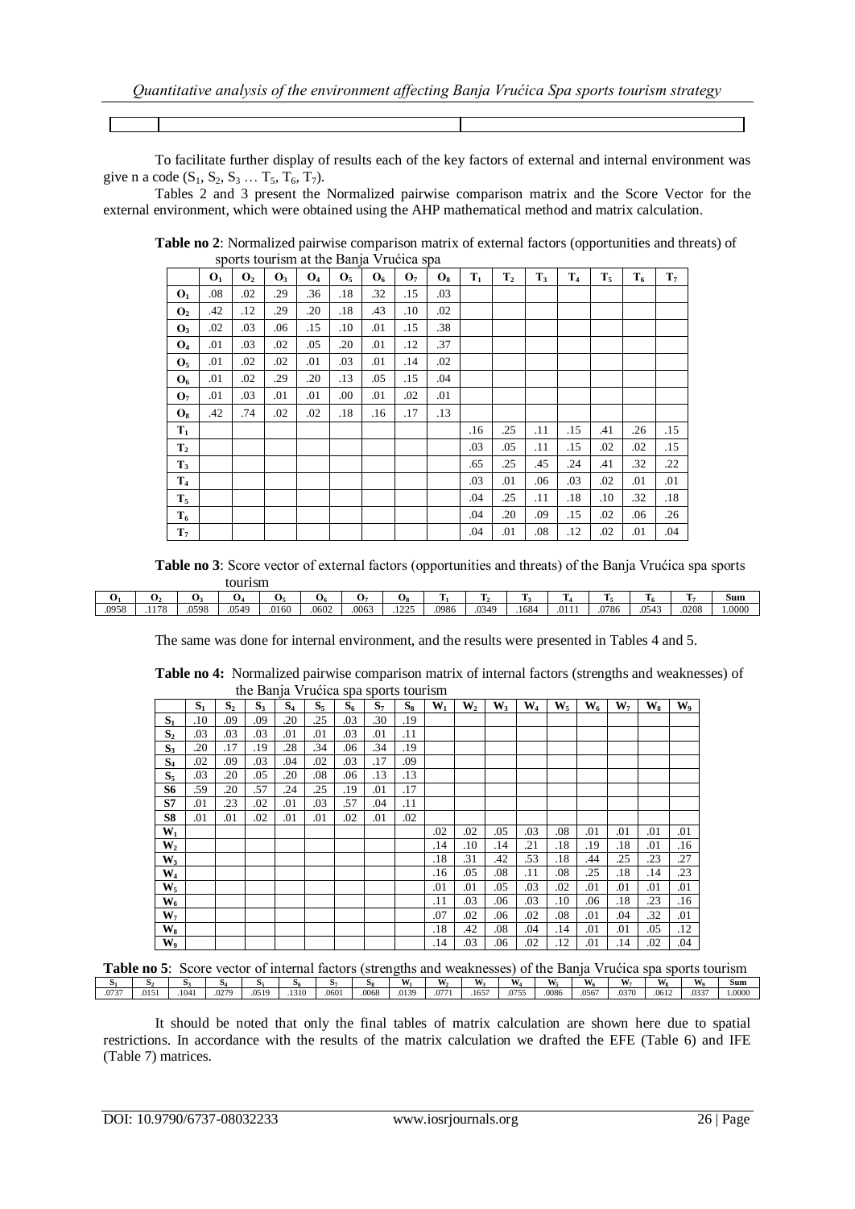To facilitate further display of results each of the key factors of external and internal environment was give n a code ($S_1$, $S_2$, $S_3$ … $T_5$, $T_6$, $T_7$).

Tables 2 and 3 present the Normalized pairwise comparison matrix and the Score Vector for the external environment, which were obtained using the AHP mathematical method and matrix calculation.

**Table no 2**: Normalized pairwise comparison matrix of external factors (opportunities and threats) of sports tourism at the Banja Vrućica spa

| | $O_1$ | $O_2$ | $O_3$ | $O_4$ | $O_5$ | $O_6$ | $O_7$ | $O_8$ | $T_1$ | $T_2$ | $T_3$ | $T_4$ | $T_5$ | $T_6$ | $T_7$ |
|---|---|---|---|---|---|---|---|---|---|---|---|---|---|---|---|
| $O_1$ | .08 | .02 | .29 | .36 | .18 | .32 | .15 | .03 | | | | | | | |
| $O_2$ | .42 | .12 | .29 | .20 | .18 | .43 | .10 | .02 | | | | | | | |
| $O_3$ | .02 | .03 | .06 | .15 | .10 | .01 | .15 | .38 | | | | | | | |
| $O_4$ | .01 | .03 | .02 | .05 | .20 | .01 | .12 | .37 | | | | | | | |
| $O_5$ | .01 | .02 | .02 | .01 | .03 | .01 | .14 | .02 | | | | | | | |
| $O_6$ | .01 | .02 | .29 | .20 | .13 | .05 | .15 | .04 | | | | | | | |
| $O_7$ | .01 | .03 | .01 | .01 | .00 | .01 | .02 | .01 | | | | | | | |
| $O_8$ | .42 | .74 | .02 | .02 | .18 | .16 | .17 | .13 | | | | | | | |
| $T_1$ | | | | | | | | | .16 | .25 | .11 | .15 | .41 | .26 | .15 |
| $T_2$ | | | | | | | | | .03 | .05 | .11 | .15 | .02 | .02 | .15 |
| $T_3$ | | | | | | | | | .65 | .25 | .45 | .24 | .41 | .32 | .22 |
| $T_4$ | | | | | | | | | .03 | .01 | .06 | .03 | .02 | .01 | .01 |
| $T_5$ | | | | | | | | | .04 | .25 | .11 | .18 | .10 | .32 | .18 |
| $T_6$ | | | | | | | | | .04 | .20 | .09 | .15 | .02 | .06 | .26 |
| $T_7$ | | | | | | | | | .04 | .01 | .08 | .12 | .02 | .01 | .04 |

**Table no 3**: Score vector of external factors (opportunities and threats) of the Banja Vrućica spa sports tourism

| $O_1$ | $O_2$ | $O_3$ | $O_4$ | $O_5$ | $O_6$ | $O_7$ | $O_8$ | $T_1$ | $T_2$ | $T_3$ | $T_4$ | $T_5$ | $T_6$ | $T_7$ | Sum |
|---|---|---|---|---|---|---|---|---|---|---|---|---|---|---|---|
| .0958 | .1178 | .0598 | .0549 | .0160 | .0602 | .0063 | .1225 | .0986 | .0349 | .1684 | .0111 | .0786 | .0543 | .0208 | 1.0000 |

The same was done for internal environment, and the results were presented in Tables 4 and 5.

**Table no 4:** Normalized pairwise comparison matrix of internal factors (strengths and weaknesses) of the Banja Vrućica spa sports tourism

| | $S_1$ | $S_2$ | $S_3$ | $S_4$ | $S_5$ | $S_6$ | $S_7$ | $S_8$ | $W_1$ | $W_2$ | $W_3$ | $W_4$ | $W_5$ | $W_6$ | $W_7$ | $W_8$ | $W_9$ |
|---|---|---|---|---|---|---|---|---|---|---|---|---|---|---|---|---|---|
| $S_1$ | .10 | .09 | .09 | .20 | .25 | .03 | .30 | .19 | | | | | | | | | |
| $S_2$ | .03 | .03 | .03 | .01 | .01 | .03 | .01 | .11 | | | | | | | | | |
| $S_3$ | .20 | .17 | .19 | .28 | .34 | .06 | .34 | .19 | | | | | | | | | |
| $S_4$ | .02 | .09 | .03 | .04 | .02 | .03 | .17 | .09 | | | | | | | | | |
| $S_5$ | .03 | .20 | .05 | .20 | .08 | .06 | .13 | .13 | | | | | | | | | |
| S6 | .59 | .20 | .57 | .24 | .25 | .19 | .01 | .17 | | | | | | | | | |
| S7 | .01 | .23 | .02 | .01 | .03 | .57 | .04 | .11 | | | | | | | | | |
| S8 | .01 | .01 | .02 | .01 | .01 | .02 | .01 | .02 | | | | | | | | | |
| $W_1$ | | | | | | | | | .02 | .02 | .05 | .03 | .08 | .01 | .01 | .01 | .01 |
| $W_2$ | | | | | | | | | .14 | .10 | .14 | .21 | .18 | .19 | .18 | .01 | .16 |
| $W_3$ | | | | | | | | | .18 | .31 | .42 | .53 | .18 | .44 | .25 | .23 | .27 |
| $W_4$ | | | | | | | | | .16 | .05 | .08 | .11 | .08 | .25 | .18 | .14 | .23 |
| $W_5$ | | | | | | | | | .01 | .01 | .05 | .03 | .02 | .01 | .01 | .01 | .01 |
| $W_6$ | | | | | | | | | .11 | .03 | .06 | .03 | .10 | .06 | .18 | .23 | .16 |
| $W_7$ | | | | | | | | | .07 | .02 | .06 | .02 | .08 | .01 | .04 | .32 | .01 |
| $W_8$ | | | | | | | | | .18 | .42 | .08 | .04 | .14 | .01 | .01 | .05 | .12 |
| $W_9$ | | | | | | | | | .14 | .03 | .06 | .02 | .12 | .01 | .14 | .02 | .04 |

**Table no 5**: Score vector of internal factors (strengths and weaknesses) of the Banja Vrućica spa sports tourism

| $S_1$ | $S_2$ | $S_3$ | $S_4$ | $S_5$ | $S_6$ | $S_7$ | $S_8$ | $W_1$ | $W_2$ | $W_3$ | $W_4$ | $W_5$ | $W_6$ | $W_7$ | $W_8$ | $W_9$ | Sum |
|---|---|---|---|---|---|---|---|---|---|---|---|---|---|---|---|---|---|
| .0737 | .0151 | .1041 | .0279 | .0519 | .1310 | .0601 | .0068 | .0139 | .0771 | .1657 | .0755 | .0086 | .0567 | .0370 | .0612 | .0337 | 1.0000 |

It should be noted that only the final tables of matrix calculation are shown here due to spatial restrictions. In accordance with the results of the matrix calculation we drafted the EFE (Table 6) and IFE (Table 7) matrices.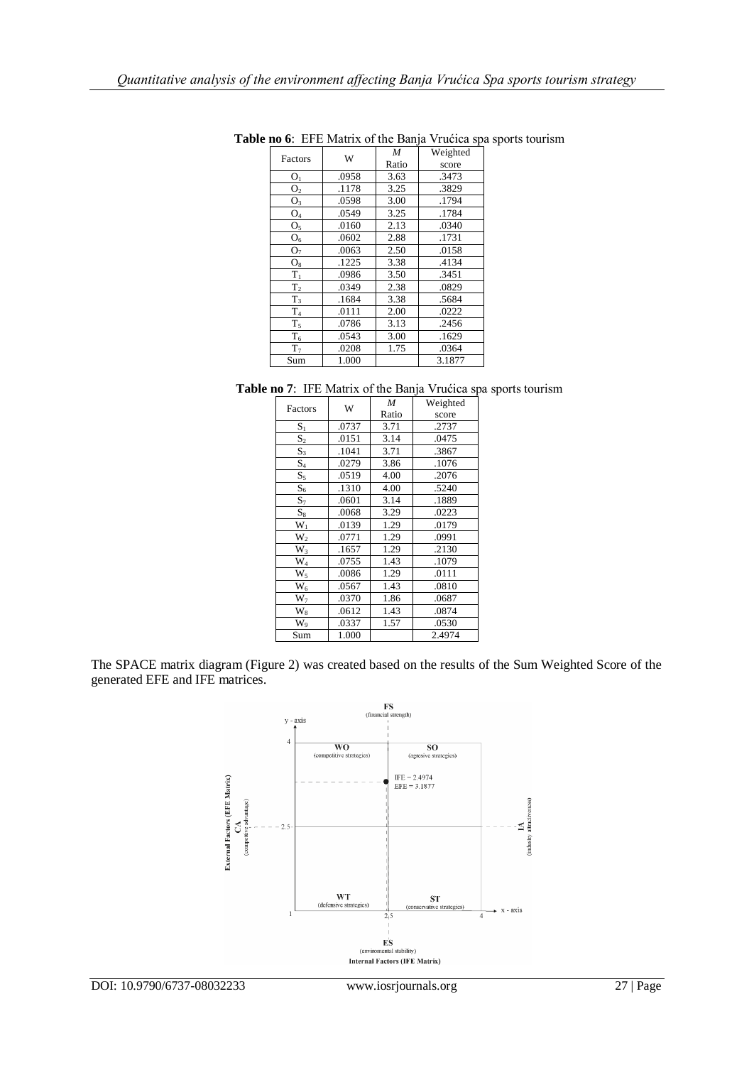**Table no 6**: EFE Matrix of the Banja Vrućica spa sports tourism

| Factors | W | *M* Ratio | Weighted score |
|---|---|---|---|
| $O_1$ | .0958 | 3.63 | .3473 |
| $O_2$ | .1178 | 3.25 | .3829 |
| $O_3$ | .0598 | 3.00 | .1794 |
| $O_4$ | .0549 | 3.25 | .1784 |
| $O_5$ | .0160 | 2.13 | .0340 |
| $O_6$ | .0602 | 2.88 | .1731 |
| $O_7$ | .0063 | 2.50 | .0158 |
| $O_8$ | .1225 | 3.38 | .4134 |
| $T_1$ | .0986 | 3.50 | .3451 |
| $T_2$ | .0349 | 2.38 | .0829 |
| $T_3$ | .1684 | 3.38 | .5684 |
| $T_4$ | .0111 | 2.00 | .0222 |
| $T_5$ | .0786 | 3.13 | .2456 |
| $T_6$ | .0543 | 3.00 | .1629 |
| $T_7$ | .0208 | 1.75 | .0364 |
| Sum | 1.000 | | 3.1877 |

**Table no 7**: IFE Matrix of the Banja Vrućica spa sports tourism

| Factors | W | *M* Ratio | Weighted score |
|---|---|---|---|
| $S_1$ | .0737 | 3.71 | .2737 |
| $S_2$ | .0151 | 3.14 | .0475 |
| $S_3$ | .1041 | 3.71 | .3867 |
| $S_4$ | .0279 | 3.86 | .1076 |
| $S_5$ | .0519 | 4.00 | .2076 |
| $S_6$ | .1310 | 4.00 | .5240 |
| $S_7$ | .0601 | 3.14 | .1889 |
| $S_8$ | .0068 | 3.29 | .0223 |
| $W_1$ | .0139 | 1.29 | .0179 |
| $W_2$ | .0771 | 1.29 | .0991 |
| $W_3$ | .1657 | 1.29 | .2130 |
| $W_4$ | .0755 | 1.43 | .1079 |
| $W_5$ | .0086 | 1.29 | .0111 |
| $W_6$ | .0567 | 1.43 | .0810 |
| $W_7$ | .0370 | 1.86 | .0687 |
| $W_8$ | .0612 | 1.43 | .0874 |
| $W_9$ | .0337 | 1.57 | .0530 |
| Sum | 1.000 | | 2.4974 |

The SPACE matrix diagram (Figure 2) was created based on the results of the Sum Weighted Score of the generated EFE and IFE matrices.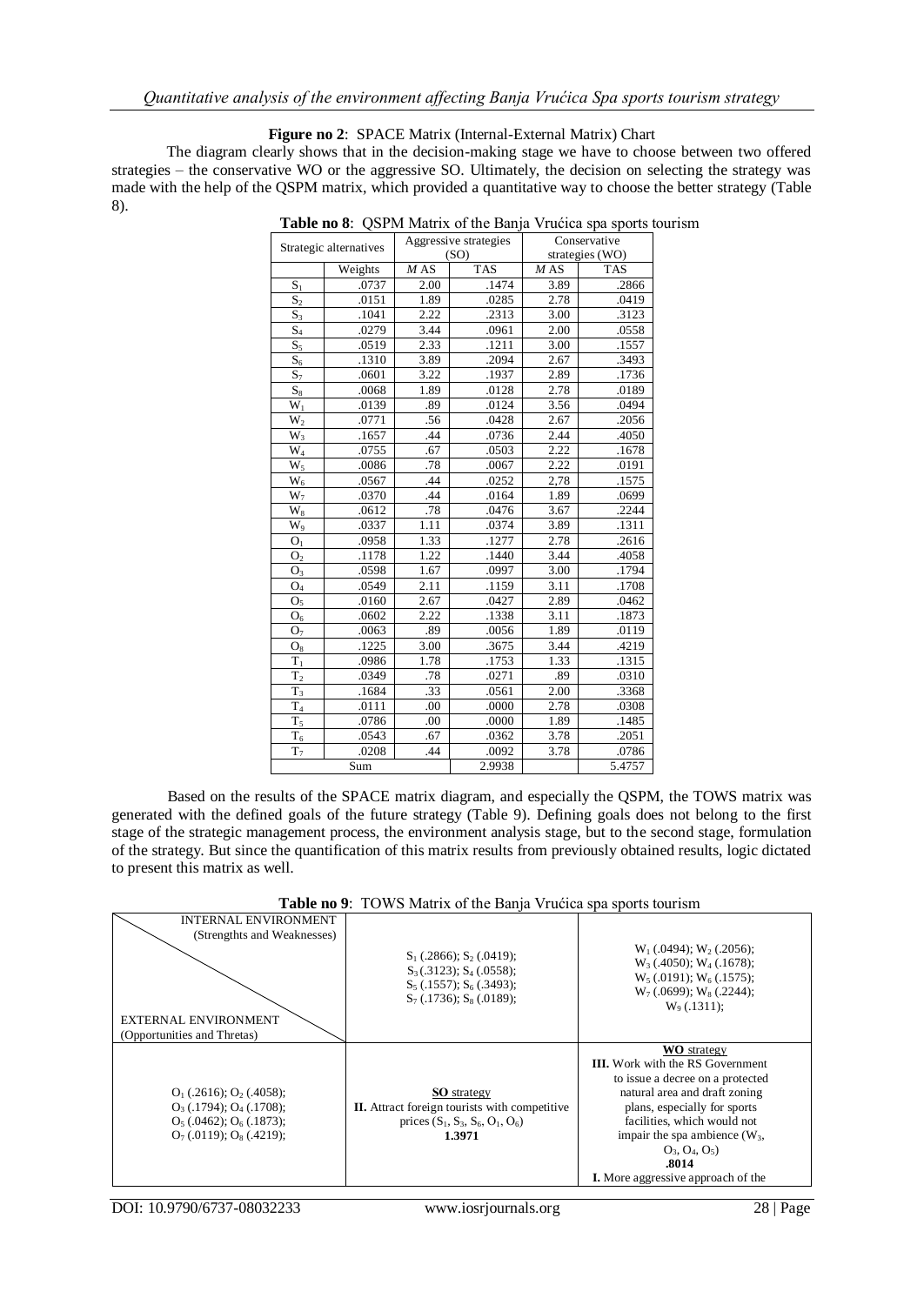**Figure no 2**: SPACE Matrix (Internal-External Matrix) Chart

The diagram clearly shows that in the decision-making stage we have to choose between two offered strategies – the conservative WO or the aggressive SO. Ultimately, the decision on selecting the strategy was made with the help of the QSPM matrix, which provided a quantitative way to choose the better strategy (Table 8).

**Table no 8**: QSPM Matrix of the Banja Vrućica spa sports tourism

| Strategic alternatives | | Aggressive strategies (SO) | | Conservative strategies (WO) | |
|---|---|---|---|---|---|
| | Weights | *M* AS | TAS | *M* AS | TAS |
| $S_1$ | .0737 | 2.00 | .1474 | 3.89 | .2866 |
| $S_2$ | .0151 | 1.89 | .0285 | 2.78 | .0419 |
| $S_3$ | .1041 | 2.22 | .2313 | 3.00 | .3123 |
| $S_4$ | .0279 | 3.44 | .0961 | 2.00 | .0558 |
| $S_5$ | .0519 | 2.33 | .1211 | 3.00 | .1557 |
| $S_6$ | .1310 | 3.89 | .2094 | 2.67 | .3493 |
| $S_7$ | .0601 | 3.22 | .1937 | 2.89 | .1736 |
| $S_8$ | .0068 | 1.89 | .0128 | 2.78 | .0189 |
| $W_1$ | .0139 | .89 | .0124 | 3.56 | .0494 |
| $W_2$ | .0771 | .56 | .0428 | 2.67 | .2056 |
| $W_3$ | .1657 | .44 | .0736 | 2.44 | .4050 |
| $W_4$ | .0755 | .67 | .0503 | 2.22 | .1678 |
| $W_5$ | .0086 | .78 | .0067 | 2.22 | .0191 |
| $W_6$ | .0567 | .44 | .0252 | 2,78 | .1575 |
| $W_7$ | .0370 | .44 | .0164 | 1.89 | .0699 |
| $W_8$ | .0612 | .78 | .0476 | 3.67 | .2244 |
| $W_9$ | .0337 | 1.11 | .0374 | 3.89 | .1311 |
| $O_1$ | .0958 | 1.33 | .1277 | 2.78 | .2616 |
| $O_2$ | .1178 | 1.22 | .1440 | 3.44 | .4058 |
| $O_3$ | .0598 | 1.67 | .0997 | 3.00 | .1794 |
| $O_4$ | .0549 | 2.11 | .1159 | 3.11 | .1708 |
| $O_5$ | .0160 | 2.67 | .0427 | 2.89 | .0462 |
| $O_6$ | .0602 | 2.22 | .1338 | 3.11 | .1873 |
| $O_7$ | .0063 | .89 | .0056 | 1.89 | .0119 |
| $O_8$ | .1225 | 3.00 | .3675 | 3.44 | .4219 |
| $T_1$ | .0986 | 1.78 | .1753 | 1.33 | .1315 |
| $T_2$ | .0349 | .78 | .0271 | .89 | .0310 |
| $T_3$ | .1684 | .33 | .0561 | 2.00 | .3368 |
| $T_4$ | .0111 | .00 | .0000 | 2.78 | .0308 |
| $T_5$ | .0786 | .00 | .0000 | 1.89 | .1485 |
| $T_6$ | .0543 | .67 | .0362 | 3.78 | .2051 |
| $T_7$ | .0208 | .44 | .0092 | 3.78 | .0786 |
| Sum | | | 2.9938 | | 5.4757 |

Based on the results of the SPACE matrix diagram, and especially the QSPM, the TOWS matrix was generated with the defined goals of the future strategy (Table 9). Defining goals does not belong to the first stage of the strategic management process, the environment analysis stage, but to the second stage, formulation of the strategy. But since the quantification of this matrix results from previously obtained results, logic dictated to present this matrix as well.

**Table no 9**: TOWS Matrix of the Banja Vrućica spa sports tourism

| INTERNAL ENVIRONMENT (Strengthts and Weaknesses) / EXTERNAL ENVIRONMENT (Opportunities and Thretas) | $S_1$ (.2866); $S_2$ (.0419); $S_3$ (.3123); $S_4$ (.0558); $S_5$ (.1557); $S_6$ (.3493); $S_7$ (.1736); $S_8$ (.0189); | $W_1$ (.0494); $W_2$ (.2056); $W_3$ (.4050); $W_4$ (.1678); $W_5$ (.0191); $W_6$ (.1575); $W_7$ (.0699); $W_8$ (.2244); $W_9$ (.1311); |
|---|---|---|
| $O_1$ (.2616); $O_2$ (.4058); $O_3$ (.1794); $O_4$ (.1708); $O_5$ (.0462); $O_6$ (.1873); $O_7$ (.0119); $O_8$ (.4219); | <u>SO</u> strategy **II.** Attract foreign tourists with competitive prices ($S_1$, $S_3$, $S_6$, $O_1$, $O_6$) **1.3971** | <u>WO</u> strategy **III.** Work with the RS Government to issue a decree on a protected natural area and draft zoning plans, especially for sports facilities, which would not impair the spa ambience ($W_3$, $O_3$, $O_4$, $O_5$) **.8014** **I.** More aggressive approach of the |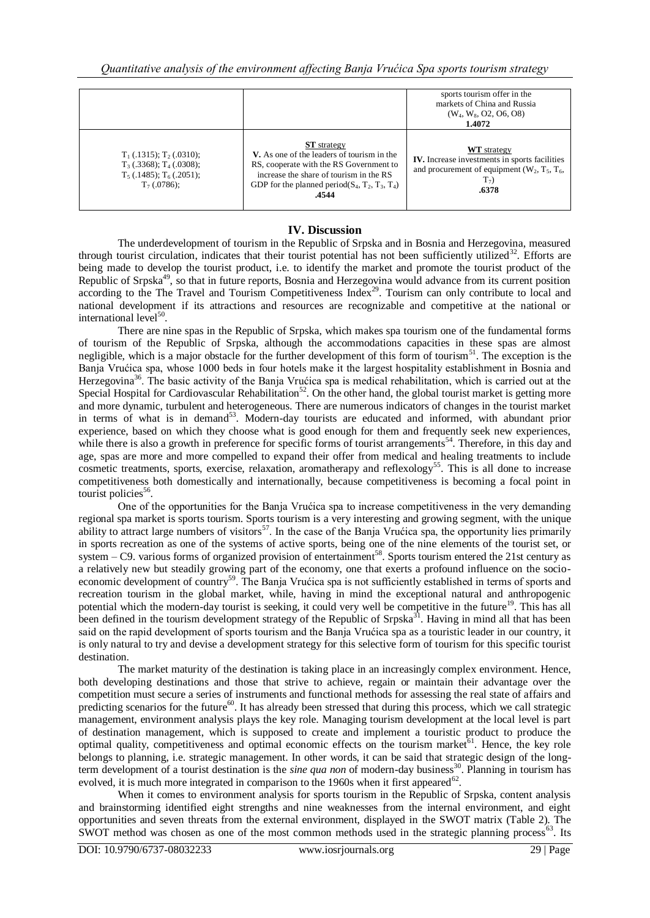| | | sports tourism offer in the markets of China and Russia ($W_4$, $W_8$, O2, O6, O8) **1.4072** |
|---|---|---|
| $T_1$ (.1315); $T_2$ (.0310); $T_3$ (.3368); $T_4$ (.0308); $T_5$ (.1485); $T_6$ (.2051); $T_7$ (.0786); | **ST** strategy **V.** As one of the leaders of tourism in the RS, cooperate with the RS Government to increase the share of tourism in the RS GDP for the planned period($S_4$, $T_2$, $T_3$, $T_4$) **.4544** | **WT** strategy **IV.** Increase investments in sports facilities and procurement of equipment ($W_2$, $T_5$, $T_6$, $T_7$) **.6378** |

## IV. Discussion

The underdevelopment of tourism in the Republic of Srpska and in Bosnia and Herzegovina, measured through tourist circulation, indicates that their tourist potential has not been sufficiently utilized[32]. Efforts are being made to develop the tourist product, i.e. to identify the market and promote the tourist product of the Republic of Srpska[49], so that in future reports, Bosnia and Herzegovina would advance from its current position according to the The Travel and Tourism Competitiveness Index[29]. Tourism can only contribute to local and national development if its attractions and resources are recognizable and competitive at the national or international level[50].

There are nine spas in the Republic of Srpska, which makes spa tourism one of the fundamental forms of tourism of the Republic of Srpska, although the accommodations capacities in these spas are almost negligible, which is a major obstacle for the further development of this form of tourism[51]. The exception is the Banja Vrućica spa, whose 1000 beds in four hotels make it the largest hospitality establishment in Bosnia and Herzegovina[36]. The basic activity of the Banja Vrućica spa is medical rehabilitation, which is carried out at the Special Hospital for Cardiovascular Rehabilitation[52]. On the other hand, the global tourist market is getting more and more dynamic, turbulent and heterogeneous. There are numerous indicators of changes in the tourist market in terms of what is in demand[53]. Modern-day tourists are educated and informed, with abundant prior experience, based on which they choose what is good enough for them and frequently seek new experiences, while there is also a growth in preference for specific forms of tourist arrangements[54]. Therefore, in this day and age, spas are more and more compelled to expand their offer from medical and healing treatments to include cosmetic treatments, sports, exercise, relaxation, aromatherapy and reflexology[55]. This is all done to increase competitiveness both domestically and internationally, because competitiveness is becoming a focal point in tourist policies[56].

One of the opportunities for the Banja Vrućica spa to increase competitiveness in the very demanding regional spa market is sports tourism. Sports tourism is a very interesting and growing segment, with the unique ability to attract large numbers of visitors[57]. In the case of the Banja Vrućica spa, the opportunity lies primarily in sports recreation as one of the systems of active sports, being one of the nine elements of the tourist set, or system – C9. various forms of organized provision of entertainment[58]. Sports tourism entered the 21st century as a relatively new but steadily growing part of the economy, one that exerts a profound influence on the socio-economic development of country[59]. The Banja Vrućica spa is not sufficiently established in terms of sports and recreation tourism in the global market, while, having in mind the exceptional natural and anthropogenic potential which the modern-day tourist is seeking, it could very well be competitive in the future[19]. This has all been defined in the tourism development strategy of the Republic of Srpska[31]. Having in mind all that has been said on the rapid development of sports tourism and the Banja Vrućica spa as a touristic leader in our country, it is only natural to try and devise a development strategy for this selective form of tourism for this specific tourist destination.

The market maturity of the destination is taking place in an increasingly complex environment. Hence, both developing destinations and those that strive to achieve, regain or maintain their advantage over the competition must secure a series of instruments and functional methods for assessing the real state of affairs and predicting scenarios for the future[60]. It has already been stressed that during this process, which we call strategic management, environment analysis plays the key role. Managing tourism development at the local level is part of destination management, which is supposed to create and implement a touristic product to produce the optimal quality, competitiveness and optimal economic effects on the tourism market[61]. Hence, the key role belongs to planning, i.e. strategic management. In other words, it can be said that strategic design of the long-term development of a tourist destination is the *sine qua non* of modern-day business[30]. Planning in tourism has evolved, it is much more integrated in comparison to the 1960s when it first appeared[62].

When it comes to environment analysis for sports tourism in the Republic of Srpska, content analysis and brainstorming identified eight strengths and nine weaknesses from the internal environment, and eight opportunities and seven threats from the external environment, displayed in the SWOT matrix (Table 2). The SWOT method was chosen as one of the most common methods used in the strategic planning process[63]. Its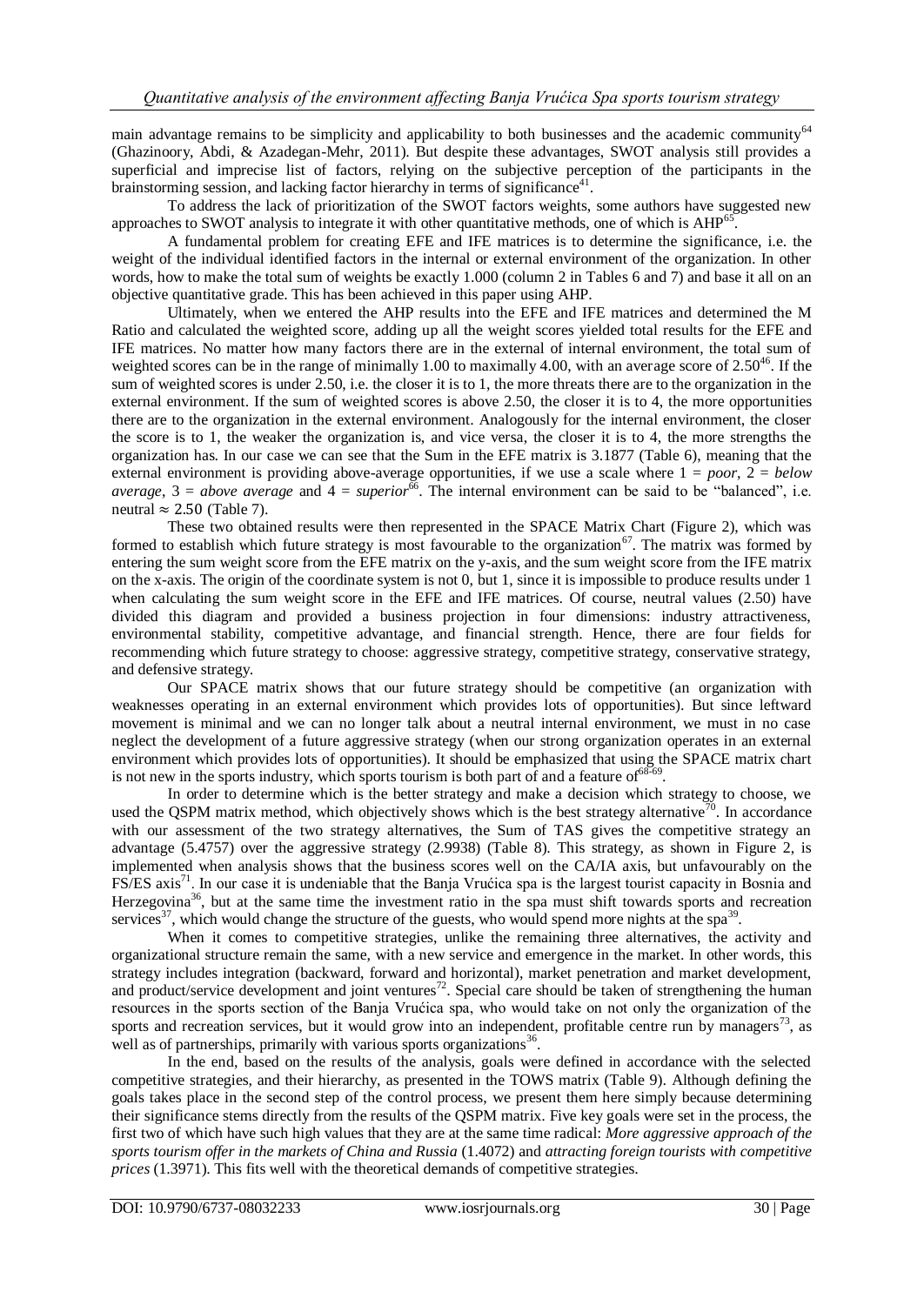main advantage remains to be simplicity and applicability to both businesses and the academic community[64] (Ghazinoory, Abdi, & Azadegan-Mehr, 2011). But despite these advantages, SWOT analysis still provides a superficial and imprecise list of factors, relying on the subjective perception of the participants in the brainstorming session, and lacking factor hierarchy in terms of significance[41].

To address the lack of prioritization of the SWOT factors weights, some authors have suggested new approaches to SWOT analysis to integrate it with other quantitative methods, one of which is AHP[65].

A fundamental problem for creating EFE and IFE matrices is to determine the significance, i.e. the weight of the individual identified factors in the internal or external environment of the organization. In other words, how to make the total sum of weights be exactly 1.000 (column 2 in Tables 6 and 7) and base it all on an objective quantitative grade. This has been achieved in this paper using AHP.

Ultimately, when we entered the AHP results into the EFE and IFE matrices and determined the M Ratio and calculated the weighted score, adding up all the weight scores yielded total results for the EFE and IFE matrices. No matter how many factors there are in the external of internal environment, the total sum of weighted scores can be in the range of minimally 1.00 to maximally 4.00, with an average score of 2.50[46]. If the sum of weighted scores is under 2.50, i.e. the closer it is to 1, the more threats there are to the organization in the external environment. If the sum of weighted scores is above 2.50, the closer it is to 4, the more opportunities there are to the organization in the external environment. Analogously for the internal environment, the closer the score is to 1, the weaker the organization is, and vice versa, the closer it is to 4, the more strengths the organization has. In our case we can see that the Sum in the EFE matrix is 3.1877 (Table 6), meaning that the external environment is providing above-average opportunities, if we use a scale where 1 = *poor*, 2 = *below average*, 3 = *above average* and 4 = *superior*[66]. The internal environment can be said to be "balanced", i.e. neutral $\approx 2.50$ (Table 7).

These two obtained results were then represented in the SPACE Matrix Chart (Figure 2), which was formed to establish which future strategy is most favourable to the organization[67]. The matrix was formed by entering the sum weight score from the EFE matrix on the y-axis, and the sum weight score from the IFE matrix on the x-axis. The origin of the coordinate system is not 0, but 1, since it is impossible to produce results under 1 when calculating the sum weight score in the EFE and IFE matrices. Of course, neutral values (2.50) have divided this diagram and provided a business projection in four dimensions: industry attractiveness, environmental stability, competitive advantage, and financial strength. Hence, there are four fields for recommending which future strategy to choose: aggressive strategy, competitive strategy, conservative strategy, and defensive strategy.

Our SPACE matrix shows that our future strategy should be competitive (an organization with weaknesses operating in an external environment which provides lots of opportunities). But since leftward movement is minimal and we can no longer talk about a neutral internal environment, we must in no case neglect the development of a future aggressive strategy (when our strong organization operates in an external environment which provides lots of opportunities). It should be emphasized that using the SPACE matrix chart is not new in the sports industry, which sports tourism is both part of and a feature of[68-69].

In order to determine which is the better strategy and make a decision which strategy to choose, we used the QSPM matrix method, which objectively shows which is the best strategy alternative[70]. In accordance with our assessment of the two strategy alternatives, the Sum of TAS gives the competitive strategy an advantage (5.4757) over the aggressive strategy (2.9938) (Table 8). This strategy, as shown in Figure 2, is implemented when analysis shows that the business scores well on the CA/IA axis, but unfavourably on the FS/ES axis[71]. In our case it is undeniable that the Banja Vrućica spa is the largest tourist capacity in Bosnia and Herzegovina[36], but at the same time the investment ratio in the spa must shift towards sports and recreation services[37], which would change the structure of the guests, who would spend more nights at the spa[39].

When it comes to competitive strategies, unlike the remaining three alternatives, the activity and organizational structure remain the same, with a new service and emergence in the market. In other words, this strategy includes integration (backward, forward and horizontal), market penetration and market development, and product/service development and joint ventures[72]. Special care should be taken of strengthening the human resources in the sports section of the Banja Vrućica spa, who would take on not only the organization of the sports and recreation services, but it would grow into an independent, profitable centre run by managers[73], as well as of partnerships, primarily with various sports organizations[36].

In the end, based on the results of the analysis, goals were defined in accordance with the selected competitive strategies, and their hierarchy, as presented in the TOWS matrix (Table 9). Although defining the goals takes place in the second step of the control process, we present them here simply because determining their significance stems directly from the results of the QSPM matrix. Five key goals were set in the process, the first two of which have such high values that they are at the same time radical: *More aggressive approach of the sports tourism offer in the markets of China and Russia* (1.4072) and *attracting foreign tourists with competitive prices* (1.3971). This fits well with the theoretical demands of competitive strategies.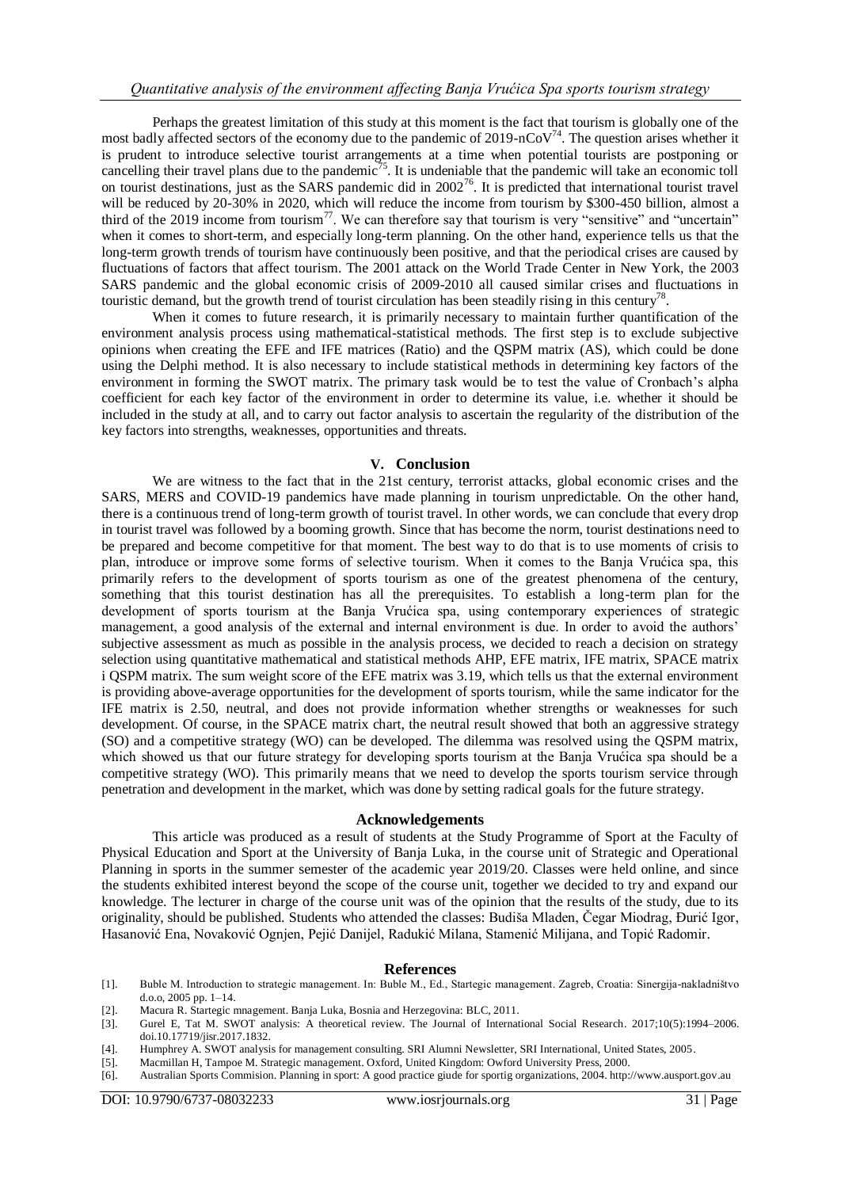Perhaps the greatest limitation of this study at this moment is the fact that tourism is globally one of the most badly affected sectors of the economy due to the pandemic of 2019-nCoV[74]. The question arises whether it is prudent to introduce selective tourist arrangements at a time when potential tourists are postponing or cancelling their travel plans due to the pandemic[75]. It is undeniable that the pandemic will take an economic toll on tourist destinations, just as the SARS pandemic did in 2002[76]. It is predicted that international tourist travel will be reduced by 20-30% in 2020, which will reduce the income from tourism by $300-450 billion, almost a third of the 2019 income from tourism[77]. We can therefore say that tourism is very "sensitive" and "uncertain" when it comes to short-term, and especially long-term planning. On the other hand, experience tells us that the long-term growth trends of tourism have continuously been positive, and that the periodical crises are caused by fluctuations of factors that affect tourism. The 2001 attack on the World Trade Center in New York, the 2003 SARS pandemic and the global economic crisis of 2009-2010 all caused similar crises and fluctuations in touristic demand, but the growth trend of tourist circulation has been steadily rising in this century[78].

When it comes to future research, it is primarily necessary to maintain further quantification of the environment analysis process using mathematical-statistical methods. The first step is to exclude subjective opinions when creating the EFE and IFE matrices (Ratio) and the QSPM matrix (AS), which could be done using the Delphi method. It is also necessary to include statistical methods in determining key factors of the environment in forming the SWOT matrix. The primary task would be to test the value of Cronbach's alpha coefficient for each key factor of the environment in order to determine its value, i.e. whether it should be included in the study at all, and to carry out factor analysis to ascertain the regularity of the distribution of the key factors into strengths, weaknesses, opportunities and threats.

## V. Conclusion

We are witness to the fact that in the 21st century, terrorist attacks, global economic crises and the SARS, MERS and COVID-19 pandemics have made planning in tourism unpredictable. On the other hand, there is a continuous trend of long-term growth of tourist travel. In other words, we can conclude that every drop in tourist travel was followed by a booming growth. Since that has become the norm, tourist destinations need to be prepared and become competitive for that moment. The best way to do that is to use moments of crisis to plan, introduce or improve some forms of selective tourism. When it comes to the Banja Vrućica spa, this primarily refers to the development of sports tourism as one of the greatest phenomena of the century, something that this tourist destination has all the prerequisites. To establish a long-term plan for the development of sports tourism at the Banja Vrućica spa, using contemporary experiences of strategic management, a good analysis of the external and internal environment is due. In order to avoid the authors' subjective assessment as much as possible in the analysis process, we decided to reach a decision on strategy selection using quantitative mathematical and statistical methods AHP, EFE matrix, IFE matrix, SPACE matrix i QSPM matrix. The sum weight score of the EFE matrix was 3.19, which tells us that the external environment is providing above-average opportunities for the development of sports tourism, while the same indicator for the IFE matrix is 2.50, neutral, and does not provide information whether strengths or weaknesses for such development. Of course, in the SPACE matrix chart, the neutral result showed that both an aggressive strategy (SO) and a competitive strategy (WO) can be developed. The dilemma was resolved using the QSPM matrix, which showed us that our future strategy for developing sports tourism at the Banja Vrućica spa should be a competitive strategy (WO). This primarily means that we need to develop the sports tourism service through penetration and development in the market, which was done by setting radical goals for the future strategy.

## Acknowledgements

This article was produced as a result of students at the Study Programme of Sport at the Faculty of Physical Education and Sport at the University of Banja Luka, in the course unit of Strategic and Operational Planning in sports in the summer semester of the academic year 2019/20. Classes were held online, and since the students exhibited interest beyond the scope of the course unit, together we decided to try and expand our knowledge. The lecturer in charge of the course unit was of the opinion that the results of the study, due to its originality, should be published. Students who attended the classes: Budiša Mladen, Čegar Miodrag, Đurić Igor, Hasanović Ena, Novaković Ognjen, Pejić Danijel, Radukić Milana, Stamenić Milijana, and Topić Radomir.

## References

[1]. Buble M. Introduction to strategic management. In: Buble M., Ed., Startegic management. Zagreb, Croatia: Sinergija-nakladništvo d.o.o, 2005 pp. 1–14.

[2]. Macura R. Startegic mnagement. Banja Luka, Bosnia and Herzegovina: BLC, 2011.

[3]. Gurel E, Tat M. SWOT analysis: A theoretical review. The Journal of International Social Research. 2017;10(5):1994–2006. doi.10.17719/jisr.2017.1832.

[4]. Humphrey A. SWOT analysis for management consulting. SRI Alumni Newsletter, SRI International, United States, 2005.

[5]. Macmillan H, Tampoe M. Strategic management. Oxford, United Kingdom: Owford University Press, 2000.

[6]. Australian Sports Commision. Planning in sport: A good practice giude for sportig organizations, 2004. http://www.ausport.gov.au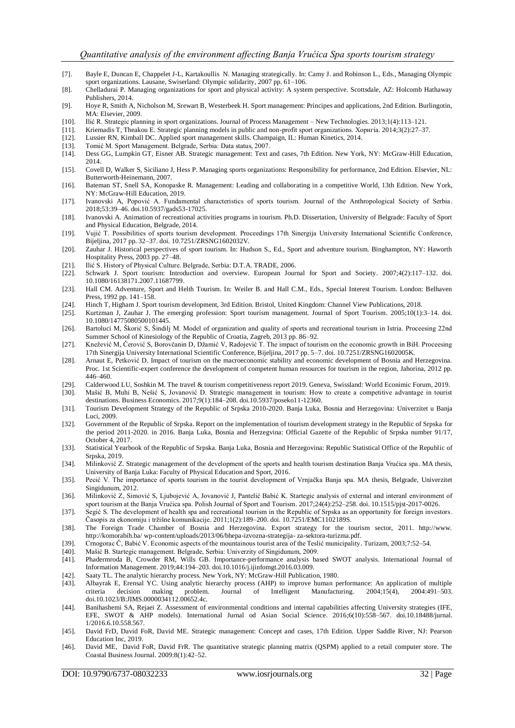[7]. Bayle E, Duncan E, Chappelet J-L, Kartakoullis N. Managing strategically. In: Camy J. and Robinson L., Eds., Managing Olympic sport organizations. Lausane, Swiserland: Olympic solidarity, 2007 pp. 61–106.

[8]. Chelladurai P. Managing organizations for sport and physical activity: A system perspective. Scottsdale, AZ: Holcomb Hathaway Publishers, 2014.

[9]. Hoye R, Smith A, Nicholson M, Srewart B, Westerbeek H. Sport management: Principes and applications, 2nd Edition. Burlingotin, MA: Elsevier, 2009.

[10]. Ilić R. Strategic planning in sport organizations. Journal of Process Management – New Technologies. 2013;1(4):113–121.

[11]. Kriemadis T, Theakou E. Strategic planning models in public and non-profit sport organizations. Χορηγία. 2014;3(2):27–37.

[12]. Lussier RN, Kimball DC. Applied sport management skills. Champaign, IL: Human Kinetics, 2014.

[13]. Tomić M. Sport Management. Belgrade, Serbia: Data status, 2007.

[14]. Dess GG, Lumpkin GT, Eisner AB. Strategic management: Text and cases, 7th Edition. New York, NY: McGraw-Hill Education, 2014.

[15]. Covell D, Walker S, Siciliano J, Hess P. Managing sports organizations: Responsibility for performance, 2nd Edition. Elsevier, NL: Butterworth-Heinemann, 2007.

[16]. Bateman ST, Snell SA, Konopaske R. Management: Leading and collaborating in a competitive World, 13th Edition. New York, NY: McGraw-Hill Education, 2019.

[17]. Ivanovski A, Popović A. Fundamental characteristics of sports tourism. Journal of the Anthropological Society of Serbia. 2018;53:39–46. doi.10.5937/gads53-17025.

[18]. Ivanovski A. Animation of recreational activities programs in tourism. Ph.D. Dissertation, University of Belgrade: Faculty of Sport and Physical Education, Belgrade, 2014.

[19]. Vujić T. Possibilities of sports tourism development. Proceedings 17th Sinergija University International Scientific Conference, Bijeljina, 2017 pp. 32–37. doi. 10.7251/ZRSNG1602032V.

[20]. Zauhar J. Historical perspectives of sport tourism. In: Hudson S., Ed., Sport and adventure tourism. Binghampton, NY: Haworth Hospitality Press, 2003 pp. 27–48.

[21]. Ilić S. History of Physical Culture. Belgrade, Serbia: D.T.A. TRADE, 2006.

[22]. Schwark J. Sport tourism: Introduction and overview. European Journal for Sport and Society. 2007;4(2):117–132. doi. 10.1080/16138171.2007.11687799.

[23]. Hall CM. Adventure, Sport and Helth Tourism. In: Weiler B. and Hall C.M., Eds., Special Interest Tourism. London: Belhaven Press, 1992 pp. 141–158.

[24]. Hinch T, Higham J. Sport tourism development, 3rd Edition. Bristol, United Kingdom: Channel View Publications, 2018.

[25]. Kurtzman J, Zauhar J. The emerging profession: Sport tourism management. Journal of Sport Tourism. 2005;10(1):3–14. doi. 10.1080/14775080500101445.

[26]. Bartoluci M, Škorić S, Šindilj M. Model of organization and quality of sports and recreational tourism in Istria. Proceesing 22nd Summer School of Kinesiology of the Republic of Croatia, Zagreb, 2013 pp. 86–92.

[27]. Knežević M, Čerović S, Borovčanin D, Džamić V, Radojević T. The impact of tourism on the economic growth in BiH. Proceesing 17th Sinergija University International Scientific Conference, Bijeljina, 2017 pp. 5–7. doi. 10.7251/ZRSNG1602005K.

[28]. Arnaut E, Petković D. Impact of tourism on the macroeconomic stability and economic development of Bosnia and Herzegovina. Proc. 1st Scientific-expert conference the development of competent human resources for tourism in the region, Jahorina, 2012 pp. 446–460.

[29]. Calderwood LU, Soshkin M. The travel & tourism competitiveness report 2019. Geneva, Swissland: World Econimic Forum, 2019.

[30]. Mašić B, Muhi B, Nešić S, Jovanović D. Strategic management in tourism: How to create a competitive advantage in tourist destinations. Business Economics. 2017;9(1):184–208. doi.10.5937/poseko11-12360.

[31]. Tourism Development Strategy of the Republic of Srpska 2010-2020. Banja Luka, Bosnia and Herzegovina: Univerzitet u Banja Luci, 2009.

[32]. Government of the Republic of Srpska. Report on the implementation of tourism development strategy in the Republic of Srpska for the period 2011-2020. in 2016. Banja Luka, Bosnia and Herzegvina: Official Gazette of the Republic of Srpska number 91/17, October 4, 2017.

[33]. Statistical Yearbook of the Republic of Srpska. Banja Luka, Bosnia and Herzegovina: Republic Statistical Office of the Republic of Srpska, 2019.

[34]. Milinković Z. Strategic management of the development of the sports and health tourism destination Banja Vrućica spa. MA thesis, University of Banja Luka: Faculty of Physical Education and Sport, 2016.

[35]. Pecić V. The importance of sports tourism in the tourist development of Vrnjačka Banja spa. MA thesis, Belgrade, Univerzitet Singidunum, 2012.

[36]. Milinković Z, Simović S, Ljubojević A, Jovanović J, Pantelić Babić K. Startegic analysis of external and interanl environment of sport tourism at the Banja Vrućica spa. Polish Journal of Sport and Tourism. 2017;24(4):252–258. doi. 10.1515/pjst-2017-0026.

[37]. Segić S. The development of health spa and recreational tourism in the Republic of Srpska as an opportunity for foreign investors. Časopis za ekonomiju i tržišne komunikacije. 2011;1(2):189–200. doi. 10.7251/EMC1102189S.

[38]. The Foreign Trade Chamber of Bosnia and Herzegovina. Export strategy for the tourism sector, 2011. http://www. http://komorabih.ba/ wp-content/uploads/2013/06/bhepa-izvozna-strategija- za-sektora-turizma.pdf.

[39]. Crnogorac Č, Babić V. Economic aspects of the mountainous tourist area of the Teslić municipality. Turizam, 2003;7:52–54.

[40]. Mašić B. Startegic management. Belgrade, Serbia: Univerzity of Singidunum, 2009.

[41]. Phadermroda B, Crowder RM, Wills GB. Importance-performance analysis based SWOT analysis. International Journal of Information Management. 2019;44:194–203. doi.10.1016/j.ijinfomgt.2016.03.009.

[42]. Saaty TL. The analytic hierarchy process. New York, NY: McGraw-Hill Publication, 1980.

[43]. Albayrak E, Erensal YC. Using analytic hierarchy process (AHP) to improve human performance: An application of multiple criteria decision making problem. Journal of Intelligent Manufacturing. 2004;15(4), 2004:491–503. doi.10.1023/B:JIMS.0000034112.00652.4c.

[44]. Banihashemi SA, Rejaei Z. Assessment of environmental conditions and internal capabilities affecting University strategies (IFE, EFE, SWOT & AHP models). International Jurnal od Asian Social Science. 2016;6(10):558–567. doi.10.18488/jurnal. 1/2016.6.10.558.567.

[45]. David FrD, David FoR, David ME. Strategic management: Concept and cases, 17th Edition. Upper Saddle River, NJ: Pearson Education Inc, 2019.

[46]. David ME, David FoR, David FrR. The quantitative strategic planning matrix (QSPM) applied to a retail computer store. The Coastal Business Journal. 2009:8(1):42–52.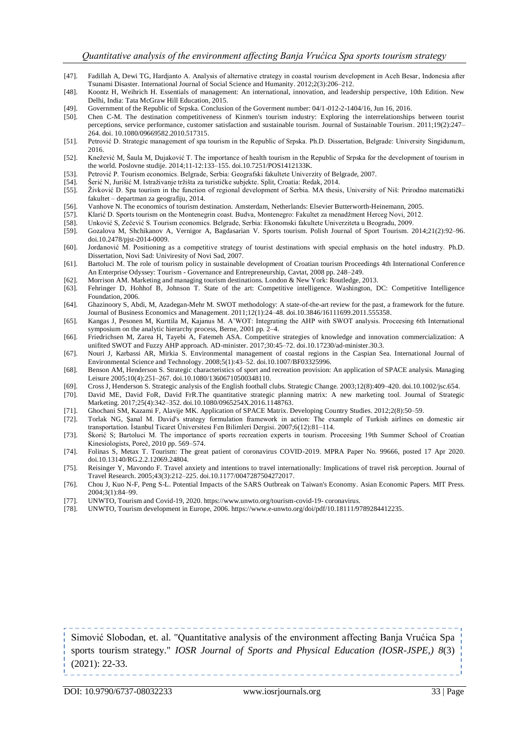[47]. Fadillah A, Dewi TG, Hardjanto A. Analysis of alternative ctrategy in coastal tourism development in Aceh Besar, Indonesia after Tsunami Disaster. International Journal of Social Science and Humanity. 2012;2(3):206–212.

[48]. Koontz H, Weihrich H. Essentials of management: An international, innovation, and leadership perspective, 10th Edition. New Delhi, India: Tata McGraw Hill Education, 2015.

[49]. Government of the Republic of Srpska. Conclusion of the Goverment number: 04/1-012-2-1404/16, Jun 16, 2016.

[50]. Chen C-M. The destination competitiveness of Kinmen's tourism industry: Exploring the interrelationships between tourist perceptions, service performance, customer satisfaction and sustainable tourism. Journal of Sustainable Tourism. 2011;19(2):247–264. doi. 10.1080/09669582.2010.517315.

[51]. Petrović D. Strategic management of spa tourism in the Republic of Srpska. Ph.D. Dissertation, Belgrade: University Singidunum, 2016.

[52]. Knežević M, Šaula M, Dujaković T. The importance of health tourism in the Republic of Srpska for the development of tourism in the world. Poslovne studije. 2014;11-12:133–155. doi.10.7251/POS1412133K.

[53]. Petrović P. Tourism economics. Belgrade, Serbia: Geografski fakultete Univerzity of Belgrade, 2007.

[54]. Šerić N, Jurišić M. Istraživanje tržišta za turističke subjekte. Split, Croatia: Redak, 2014.

[55]. Živković D. Spa tourism in the function of regional development of Serbia. MA thesis, University of Niš: Prirodno matematički fakultet – departman za geografiju, 2014.

[56]. Vanhove N. The economics of tourism destination. Amsterdam, Netherlands: Elsevier Butterworth-Heinemann, 2005.

[57]. Klarić D. Sports tourism on the Montenegrin coast. Budva, Montenegro: Fakultet za menadžment Herceg Novi, 2012.

[58]. Unković S, Zečević S. Tourism economics. Belgrade, Serbia: Ekonomski fakultete Univerziteta u Beogradu, 2009.

[59]. Gozalova M, Shchikanov A, Vernigor A, Bagdasarian V. Sports tourism. Polish Journal of Sport Tourism. 2014;21(2):92–96. doi.10.2478/pjst-2014-0009.

[60]. Jordanović M. Positioning as a competitive strategy of tourist destinations with special emphasis on the hotel industry. Ph.D. Dissertation, Novi Sad: Univiresity of Novi Sad, 2007.

[61]. Bartoluci M. The role of tourism policy in sustainable development of Croatian tourism Proceedings 4th International Conference An Enterprise Odyssey: Tourism - Governance and Entrepreneurship, Cavtat, 2008 pp. 248–249.

[62]. Morrison AM. Marketing and managing tourism destinations. London & New York: Routledge, 2013.

[63]. Fehringer D, Hohhof B, Johnson T. State of the art: Competitive intelligence. Washington, DC: Competitive Intelligence Foundation, 2006.

[64]. Ghazinoory S, Abdi, M, Azadegan-Mehr M. SWOT methodology: A state-of-the-art review for the past, a framework for the future. Journal of Business Economics and Management. 2011;12(1):24–48. doi.10.3846/16111699.2011.555358.

[65]. Kangas J, Pesonen M, Kurttila M, Kajanus M. A'WOT: Integrating the AHP with SWOT analysis. Proceesing 6th International symposium on the analytic hierarchy process, Berne, 2001 pp. 2–4.

[66]. Friedrichsen M, Zarea H, Tayebi A, Fatemeh ASA. Competitive strategies of knowledge and innovation commercialization: A unifited SWOT and Fuzzy AHP approach. AD-minister. 2017;30:45–72. doi.10.17230/ad-minister.30.3.

[67]. Nouri J, Karbassi AR, Mirkia S. Environmental management of coastal regions in the Caspian Sea. International Journal of Environmental Science and Technology. 2008;5(1):43–52. doi.10.1007/BF03325996.

[68]. Benson AM, Henderson S. Strategic characteristics of sport and recreation provision: An application of SPACE analysis. Managing Leisure 2005;10(4):251–267. doi.10.1080/13606710500348110.

[69]. Cross J, Henderson S. Strategic analysis of the English football clubs. Strategic Change. 2003;12(8):409–420. doi.10.1002/jsc.654.

[70]. David ME, David FoR, David FrR.The quantitative strategic planning matrix: A new marketing tool. Journal of Strategic Marketing. 2017;25(4):342–352. doi.10.1080/0965254X.2016.1148763.

[71]. Ghochani SM, Kazami F, Alavije MK. Application of SPACE Matrix. Developing Country Studies. 2012;2(8):50–59.

[72]. Torlak NG, Şanal M. David's strategy formulation framework in action: The example of Turkish airlines on domestic air transportation. İstanbul Ticaret Üniversitesi Fen Bilimleri Dergisi. 2007;6(12):81–114.

[73]. Škorić S; Bartoluci M. The importance of sports recreation experts in tourism. Proceesing 19th Summer School of Croatian Kinesiologists, Poreč, 2010 pp. 569–574.

[74]. Folinas S, Metax T. Tourism: The great patient of coronavirus COVID-2019. MPRA Paper No. 99666, posted 17 Apr 2020. doi.10.13140/RG.2.2.12069.24804.

[75]. Reisinger Y, Mavondo F. Travel anxiety and intentions to travel internationally: Implications of travel risk perception. Journal of Travel Research. 2005;43(3):212–225. doi.10.1177/0047287504272017.

[76]. Chou J, Kuo N-F, Peng S-L. Potential Impacts of the SARS Outbreak on Taiwan's Economy. Asian Economic Papers. MIT Press. 2004;3(1):84–99.

[77]. UNWTO, Tourism and Covid-19, 2020. https://www.unwto.org/tourism-covid-19- coronavirus.

[78]. UNWTO, Tourism development in Europe, 2006. https://www.e-unwto.org/doi/pdf/10.18111/9789284412235.

Simović Slobodan, et. al. "Quantitative analysis of the environment affecting Banja Vrućica Spa sports tourism strategy." *IOSR Journal of Sports and Physical Education (IOSR-JSPE,) 8*(3) (2021): 22-33.